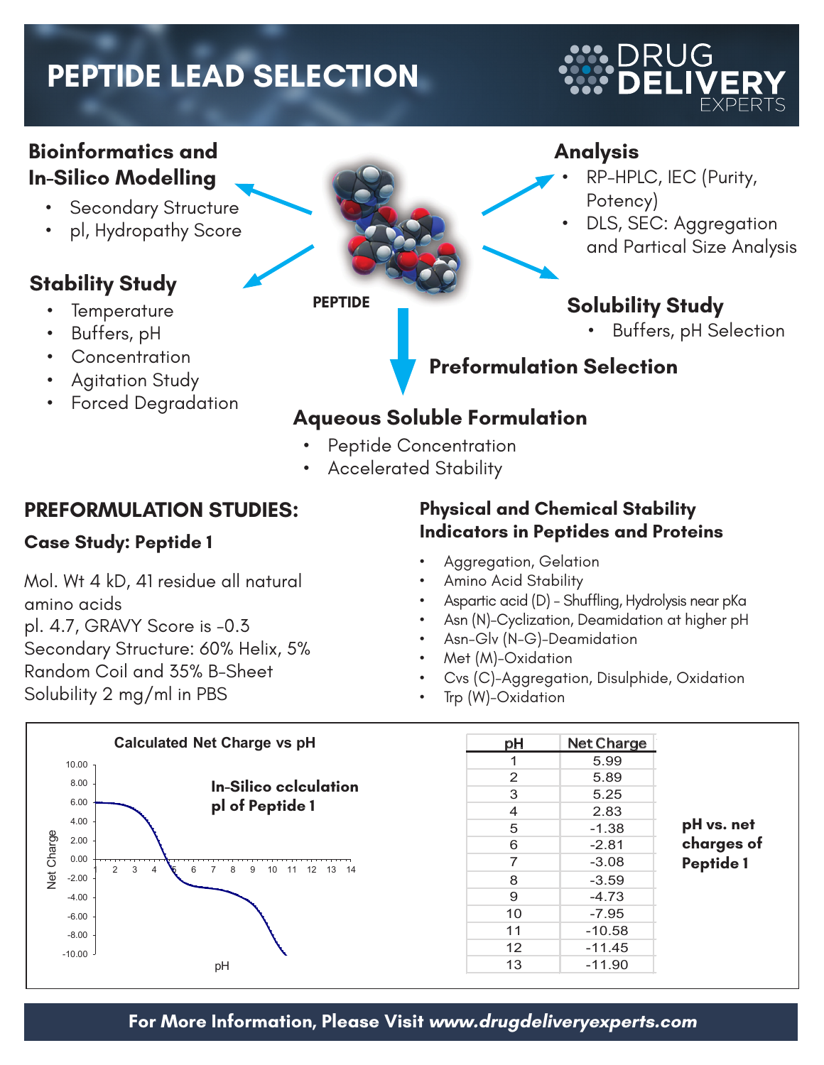# PEPTIDE LEAD SELECTION

DRUG DELIVERY EXPERTS

## Bioinformatics and In-Silico Modelling

- Secondary Structure
- pI, Hydropathy Score

## Stability Study

- Temperature
- Buffers, pH
- Concentration
- Agitation Study
- Forced Degradation

PEPTIDE

## Analysis

- RP-HPLC, IEC (Purity, Potency)
- DLS, SEC: Aggregation and Partical Size Analysis

## Solubility Study

- Buffers, pH Selection

## Preformulation Selection

## Aqueous Soluble Formulation

- Peptide Concentration
- Accelerated Stability

## PREFORMULATION STUDIES:

### Case Study: Peptide 1

Mol. Wt 4 kD, 41 residue all natural amino acids
pI. 4.7, GRAVY Score is -0.3
Secondary Structure: 60% Helix, 5% Random Coil and 35% B-Sheet
Solubility 2 mg/ml in PBS

### Physical and Chemical Stability Indicators in Peptides and Proteins

- Aggregation, Gelation
- Amino Acid Stability
- Aspartic acid (D) – Shuffling, Hydrolysis near pKa
- Asn (N)-Cyclization, Deamidation at higher pH
- Asn-Glv (N-G)-Deamidation
- Met (M)-Oxidation
- Cvs (C)-Aggregation, Disulphide, Oxidation
- Trp (W)-Oxidation

**Calculated Net Charge vs pH**

**In-Silico cclculation pI of Peptide 1**

**pH vs. net charges of Peptide 1**

| pH | Net Charge |
|---|---|
| 1 | 5.99 |
| 2 | 5.89 |
| 3 | 5.25 |
| 4 | 2.83 |
| 5 | -1.38 |
| 6 | -2.81 |
| 7 | -3.08 |
| 8 | -3.59 |
| 9 | -4.73 |
| 10 | -7.95 |
| 11 | -10.58 |
| 12 | -11.45 |
| 13 | -11.90 |

**For More Information, Please Visit *www.drugdeliveryexperts.com***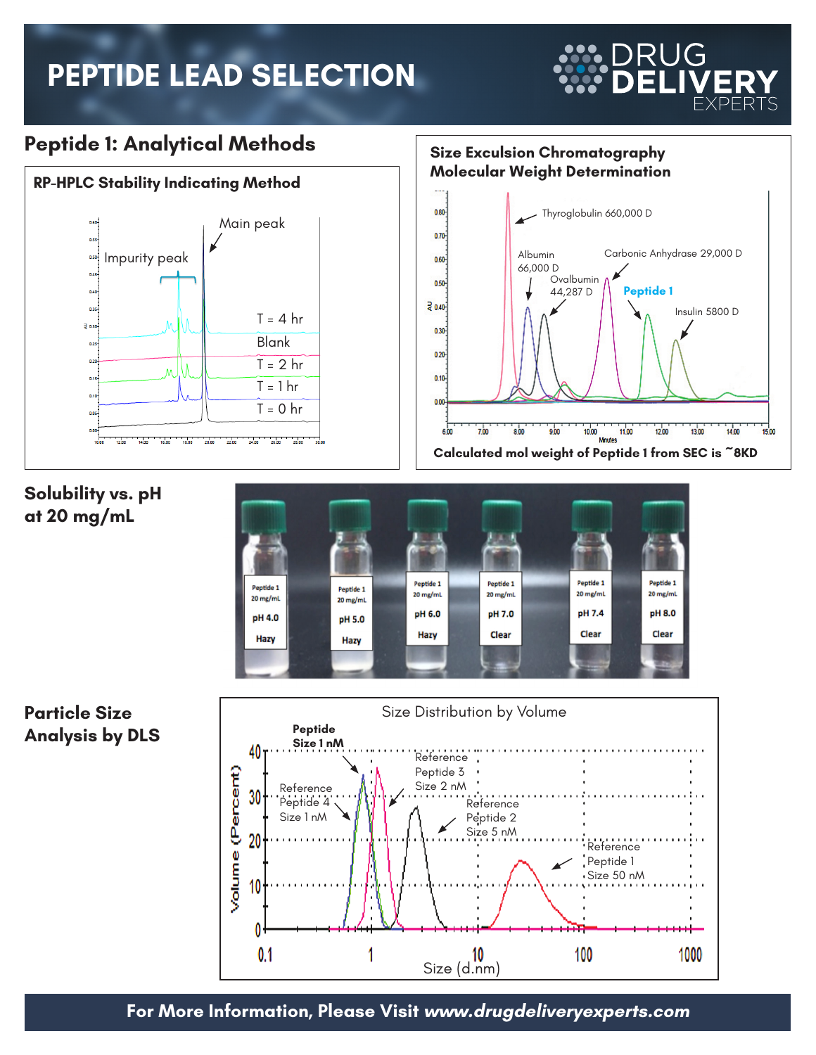# PEPTIDE LEAD SELECTION

DRUG DELIVERY EXPERTS

## Peptide 1: Analytical Methods

### RP-HPLC Stability Indicating Method

Main peak

Impurity peak

T = 4 hr

Blank

T = 2 hr

T = 1 hr

T = 0 hr

### Size Exculsion Chromatography Molecular Weight Determination

Thyroglobulin 660,000 D

Albumin 66,000 D

Ovalbumin 44,287 D

Carbonic Anhydrase 29,000 D

Peptide 1

Insulin 5800 D

AU

Minutes

Calculated mol weight of Peptide 1 from SEC is ~8KD

## Solubility vs. pH at 20 mg/mL

Peptide 1 20 mg/mL pH 4.0 Hazy

Peptide 1 20 mg/mL pH 5.0 Hazy

Peptide 1 20 mg/mL pH 6.0 Hazy

Peptide 1 20 mg/mL pH 7.0 Clear

Peptide 1 20 mg/mL pH 7.4 Clear

Peptide 1 20 mg/mL pH 8.0 Clear

## Particle Size Analysis by DLS

Size Distribution by Volume

Peptide Size 1 nM

Reference Peptide 4 Size 1 nM

Reference Peptide 3 Size 2 nM

Reference Peptide 2 Size 5 nM

Reference Peptide 1 Size 50 nM

Volume (Percent)

Size (d.nm)

0.1 1 10 100 1000

For More Information, Please Visit *www.drugdeliveryexperts.com*